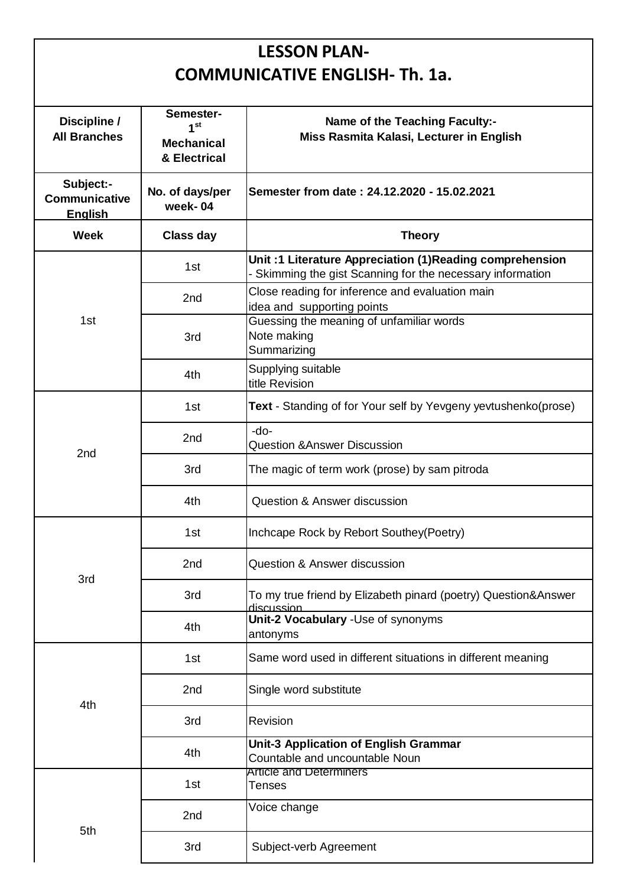# LESSON PLAN-
# COMMUNICATIVE ENGLISH- Th. 1a.

| Discipline / All Branches | Semester- 1st Mechanical & Electrical | Name of the Teaching Faculty:- Miss Rasmita Kalasi, Lecturer in English |
|---|---|---|
| **Subject:- Communicative English** | **No. of days/per week- 04** | **Semester from date : 24.12.2020 - 15.02.2021** |
| **Week** | **Class day** | **Theory** |
| 1st | 1st | **Unit :1 Literature Appreciation (1)Reading comprehension** - Skimming the gist Scanning for the necessary information |
| | 2nd | Close reading for inference and evaluation main idea and supporting points |
| | 3rd | Guessing the meaning of unfamiliar words Note making Summarizing |
| | 4th | Supplying suitable title Revision |
| 2nd | 1st | **Text** - Standing of for Your self by Yevgeny yevtushenko(prose) |
| | 2nd | -do- Question &Answer Discussion |
| | 3rd | The magic of term work (prose) by sam pitroda |
| | 4th | Question & Answer discussion |
| 3rd | 1st | Inchcape Rock by Rebort Southey(Poetry) |
| | 2nd | Question & Answer discussion |
| | 3rd | To my true friend by Elizabeth pinard (poetry) Question&Answer discussion |
| | 4th | **Unit-2 Vocabulary** -Use of synonyms antonyms |
| 4th | 1st | Same word used in different situations in different meaning |
| | 2nd | Single word substitute |
| | 3rd | Revision |
| | 4th | **Unit-3 Application of English Grammar** Countable and uncountable Noun |
| 5th | 1st | Article and Determiners Tenses |
| | 2nd | Voice change |
| | 3rd | Subject-verb Agreement |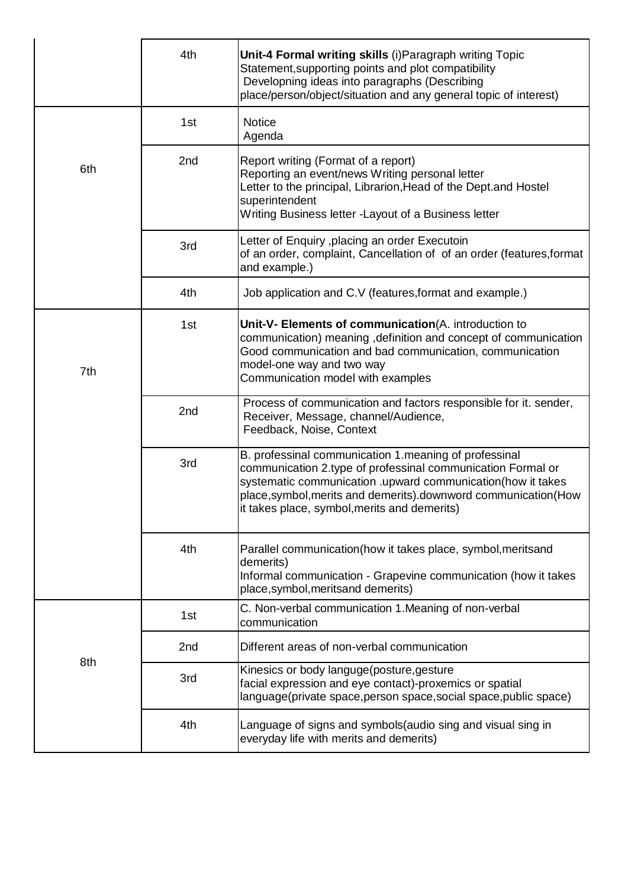| | | |
|---|---|---|
| | 4th | **Unit-4 Formal writing skills** (i)Paragraph writing Topic Statement,supporting points and plot compatibility Developning ideas into paragraphs (Describing place/person/object/situation and any general topic of interest) |
| 6th | 1st | Notice<br>Agenda |
| | 2nd | Report writing (Format of a report)<br>Reporting an event/news Writing personal letter<br>Letter to the principal, Librarion,Head of the Dept.and Hostel superintendent<br>Writing Business letter -Layout of a Business letter |
| | 3rd | Letter of Enquiry ,placing an order Executoin of an order, complaint, Cancellation of of an order (features,format and example.) |
| | 4th | Job application and C.V (features,format and example.) |
| 7th | 1st | **Unit-V- Elements of communication**(A. introduction to communication) meaning ,definition and concept of communication Good communication and bad communication, communication model-one way and two way<br>Communication model with examples |
| | 2nd | Process of communication and factors responsible for it. sender, Receiver, Message, channel/Audience,<br>Feedback, Noise, Context |
| | 3rd | B. professinal communication 1.meaning of professinal communication 2.type of professinal communication Formal or systematic communication .upward communication(how it takes place,symbol,merits and demerits).downword communication(How it takes place, symbol,merits and demerits) |
| | 4th | Parallel communication(how it takes place, symbol,meritsand demerits)<br>Informal communication - Grapevine communication (how it takes place,symbol,meritsand demerits) |
| 8th | 1st | C. Non-verbal communication 1.Meaning of non-verbal communication |
| | 2nd | Different areas of non-verbal communication |
| | 3rd | Kinesics or body languge(posture,gesture facial expression and eye contact)-proxemics or spatial language(private space,person space,social space,public space) |
| | 4th | Language of signs and symbols(audio sing and visual sing in everyday life with merits and demerits) |